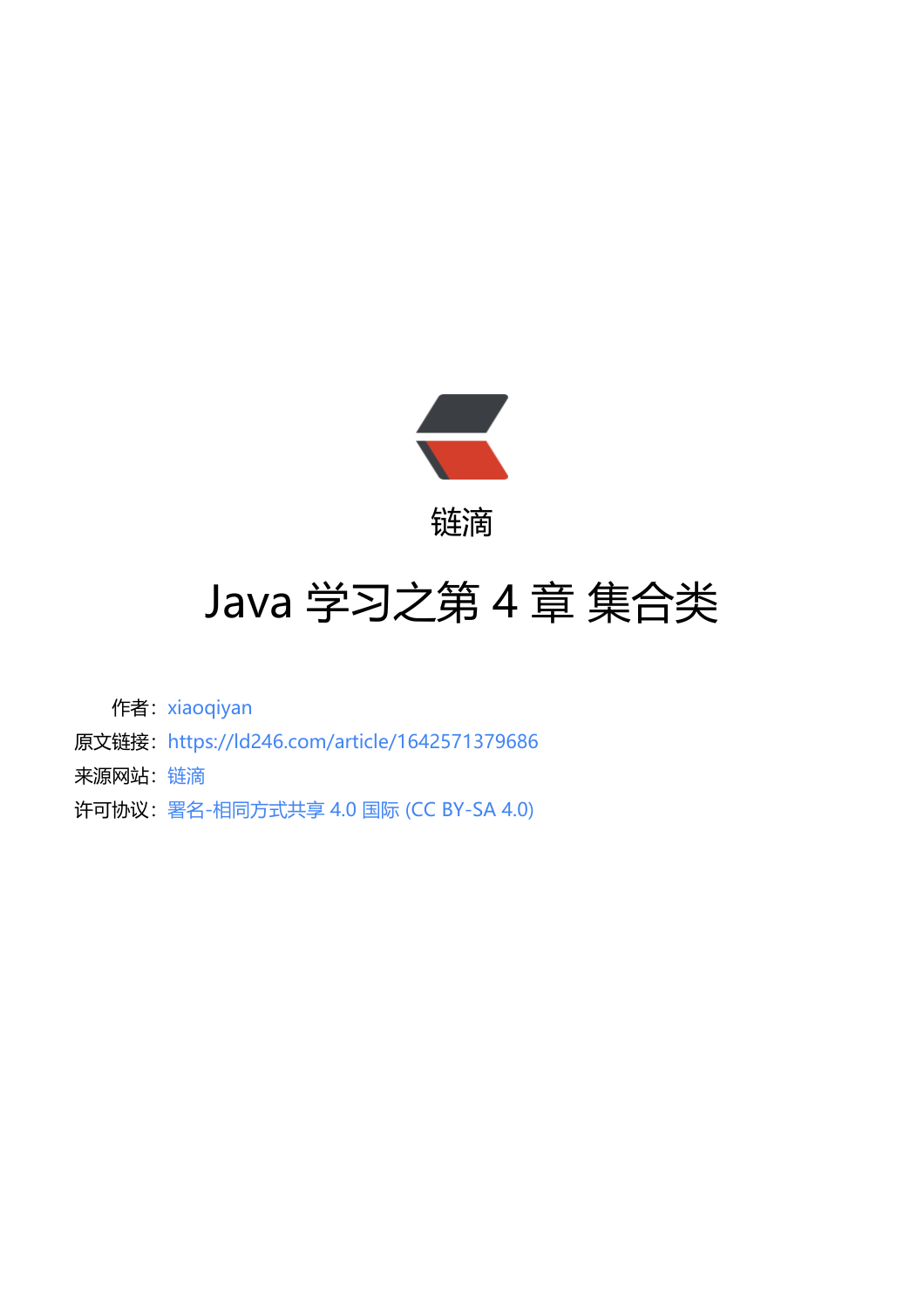链滴

# Java 学习之第 4 章 集合类

作者：xiaoqiyan

原文链接：https://ld246.com/article/1642571379686

来源网站：链滴

许可协议：署名-相同方式共享 4.0 国际 (CC BY-SA 4.0)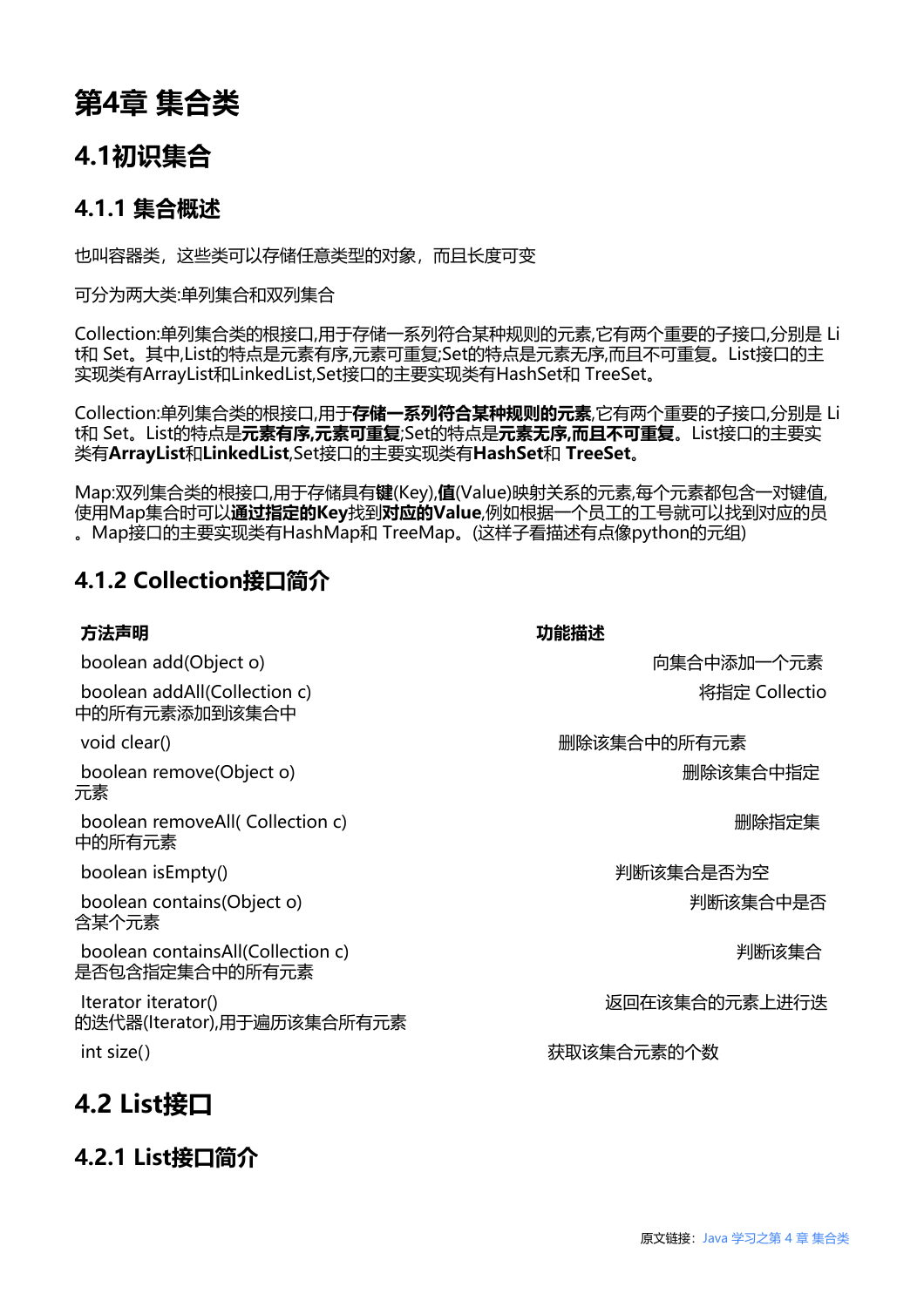# 第4章 集合类

## 4.1初识集合

### 4.1.1 集合概述

也叫容器类，这些类可以存储任意类型的对象，而且长度可变

可分为两大类:单列集合和双列集合

Collection:单列集合类的根接口,用于存储一系列符合某种规则的元素,它有两个重要的子接口,分别是 List和 Set。其中,List的特点是元素有序,元素可重复;Set的特点是元素无序,而且不可重复。List接口的主实现类有ArrayList和LinkedList,Set接口的主要实现类有HashSet和 TreeSet。

Collection:单列集合类的根接口,用于**存储一系列符合某种规则的元素**,它有两个重要的子接口,分别是 List和 Set。List的特点是**元素有序,元素可重复**;Set的特点是**元素无序,而且不可重复**。List接口的主要实类有**ArrayList**和**LinkedList**,Set接口的主要实现类有**HashSet**和 **TreeSet**。

Map:双列集合类的根接口,用于存储具有**键**(Key),**值**(Value)映射关系的元素,每个元素都包含一对键值,使用Map集合时可以**通过指定的Key**找到**对应的Value**,例如根据一个员工的工号就可以找到对应的员。Map接口的主要实现类有HashMap和 TreeMap。(这样子看描述有点像python的元组)

### 4.1.2 Collection接口简介

| 方法声明 | 功能描述 |
|---|---|
| boolean add(Object o) | 向集合中添加一个元素 |
| boolean addAll(Collection c) | 将指定 Collectio中的所有元素添加到该集合中 |
| void clear() | 删除该集合中的所有元素 |
| boolean remove(Object o) | 删除该集合中指定元素 |
| boolean removeAll( Collection c) | 删除指定集中的所有元素 |
| boolean isEmpty() | 判断该集合是否为空 |
| boolean contains(Object o) | 判断该集合中是否含某个元素 |
| boolean containsAll(Collection c) | 判断该集合是否包含指定集合中的所有元素 |
| Iterator iterator() | 返回在该集合的元素上进行迭的迭代器(Iterator),用于遍历该集合所有元素 |
| int size() | 获取该集合元素的个数 |

## 4.2 List接口

### 4.2.1 List接口简介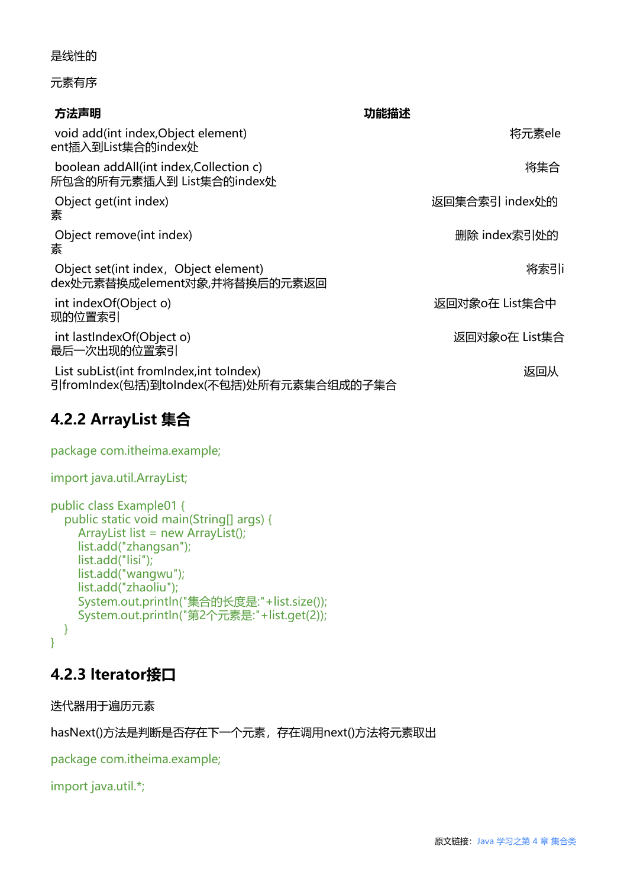是线性的

元素有序

| 方法声明 | 功能描述 |
| --- | --- |
| void add(int index,Object element) | 将元素element插入到List集合的index处 |
| boolean addAll(int index,Collection c) | 将集合所包含的所有元素插入到 List集合的index处 |
| Object get(int index) | 返回集合索引 index处的素 |
| Object remove(int index) | 删除 index索引处的素 |
| Object set(int index，Object element) | 将索引index处元素替换成element对象,并将替换后的元素返回 |
| int indexOf(Object o) | 返回对象o在 List集合中现的位置索引 |
| int lastIndexOf(Object o) | 返回对象o在 List集合最后一次出现的位置索引 |
| List subList(int fromIndex,int toIndex) | 返回从引fromIndex(包括)到toIndex(不包括)处所有元素集合组成的子集合 |

## 4.2.2 ArrayList 集合

```
package com.itheima.example;

import java.util.ArrayList;

public class Example01 {
    public static void main(String[] args) {
        ArrayList list = new ArrayList();
        list.add("zhangsan");
        list.add("lisi");
        list.add("wangwu");
        list.add("zhaoliu");
        System.out.println("集合的长度是:"+list.size());
        System.out.println("第2个元素是:"+list.get(2));
    }
}
```

## 4.2.3 Iterator接口

迭代器用于遍历元素

hasNext()方法是判断是否存在下一个元素，存在调用next()方法将元素取出

```
package com.itheima.example;

import java.util.*;
```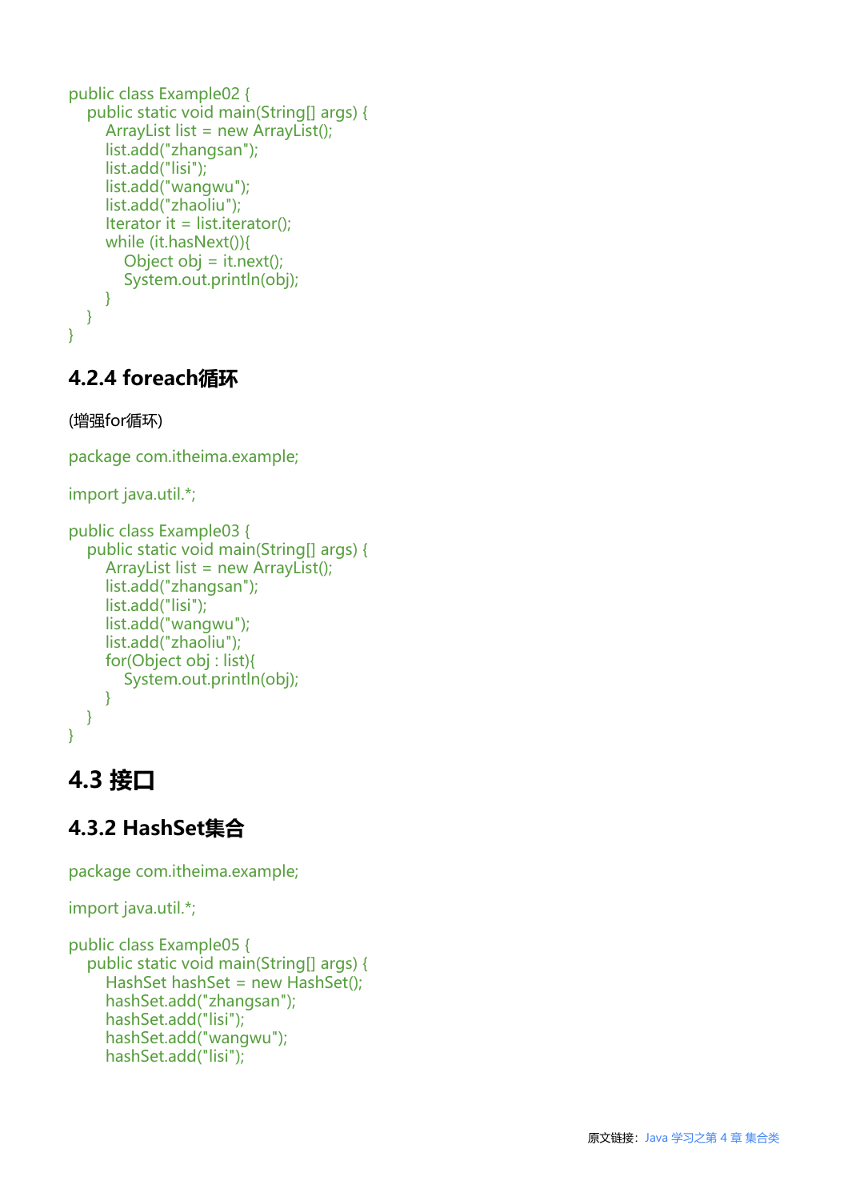```
public class Example02 {
    public static void main(String[] args) {
        ArrayList list = new ArrayList();
        list.add("zhangsan");
        list.add("lisi");
        list.add("wangwu");
        list.add("zhaoliu");
        Iterator it = list.iterator();
        while (it.hasNext()){
            Object obj = it.next();
            System.out.println(obj);
        }
    }
}
```

### 4.2.4 foreach循环

(增强for循环)

```
package com.itheima.example;

import java.util.*;

public class Example03 {
    public static void main(String[] args) {
        ArrayList list = new ArrayList();
        list.add("zhangsan");
        list.add("lisi");
        list.add("wangwu");
        list.add("zhaoliu");
        for(Object obj : list){
            System.out.println(obj);
        }
    }
}
```

## 4.3 接口

### 4.3.2 HashSet集合

```
package com.itheima.example;

import java.util.*;

public class Example05 {
    public static void main(String[] args) {
        HashSet hashSet = new HashSet();
        hashSet.add("zhangsan");
        hashSet.add("lisi");
        hashSet.add("wangwu");
        hashSet.add("lisi");
```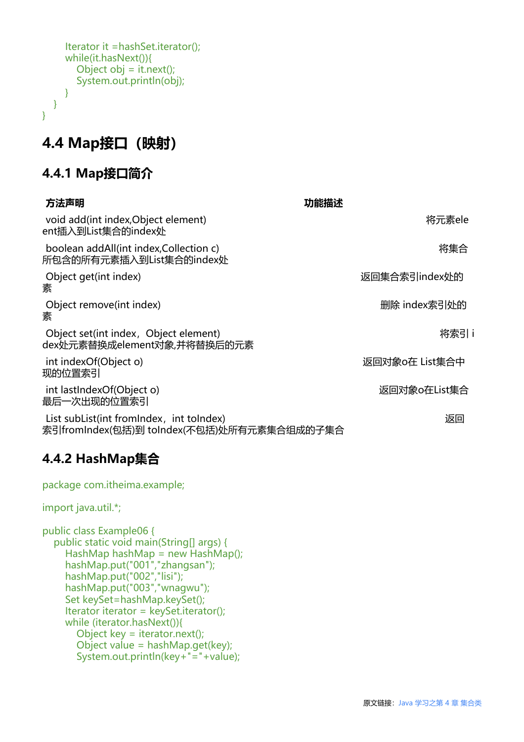```
        Iterator it =hashSet.iterator();
        while(it.hasNext()){
            Object obj = it.next();
            System.out.println(obj);
        }
    }
}
```

## 4.4 Map接口（映射）

### 4.4.1 Map接口简介

| 方法声明 | 功能描述 |
| --- | --- |
| void add(int index,Object element) | 将元素element插入到List集合的index处 |
| boolean addAll(int index,Collection c) | 将集合所包含的所有元素插入到List集合的index处 |
| Object get(int index) | 返回集合索引index处的素 |
| Object remove(int index) | 删除 index索引处的素 |
| Object set(int index，Object element) | 将索引 index处元素替换成element对象,并将替换后的元素 |
| int indexOf(Object o) | 返回对象o在 List集合中现的位置索引 |
| int lastIndexOf(Object o) | 返回对象o在List集合最后一次出现的位置索引 |
| List subList(int fromIndex，int toIndex) | 返回索引fromIndex(包括)到 toIndex(不包括)处所有元素集合组成的子集合 |

### 4.4.2 HashMap集合

```
package com.itheima.example;

import java.util.*;

public class Example06 {
    public static void main(String[] args) {
        HashMap hashMap = new HashMap();
        hashMap.put("001","zhangsan");
        hashMap.put("002","lisi");
        hashMap.put("003","wnagwu");
        Set keySet=hashMap.keySet();
        Iterator iterator = keySet.iterator();
        while (iterator.hasNext()){
            Object key = iterator.next();
            Object value = hashMap.get(key);
            System.out.println(key+"="+value);
```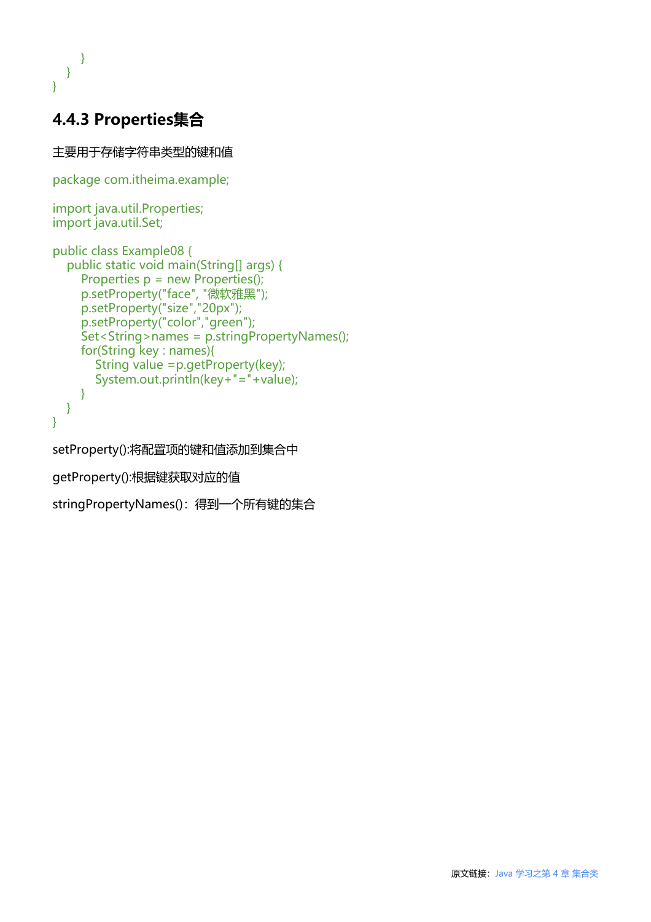```
        }
    }
}
```

### 4.4.3 Properties集合

主要用于存储字符串类型的键和值

```
package com.itheima.example;

import java.util.Properties;
import java.util.Set;

public class Example08 {
    public static void main(String[] args) {
        Properties p = new Properties();
        p.setProperty("face", "微软雅黑");
        p.setProperty("size","20px");
        p.setProperty("color","green");
        Set<String>names = p.stringPropertyNames();
        for(String key : names){
            String value =p.getProperty(key);
            System.out.println(key+"="+value);
        }
    }
}
```

setProperty():将配置项的键和值添加到集合中

getProperty():根据键获取对应的值

stringPropertyNames()：得到一个所有键的集合

原文链接：Java 学习之第 4 章 集合类